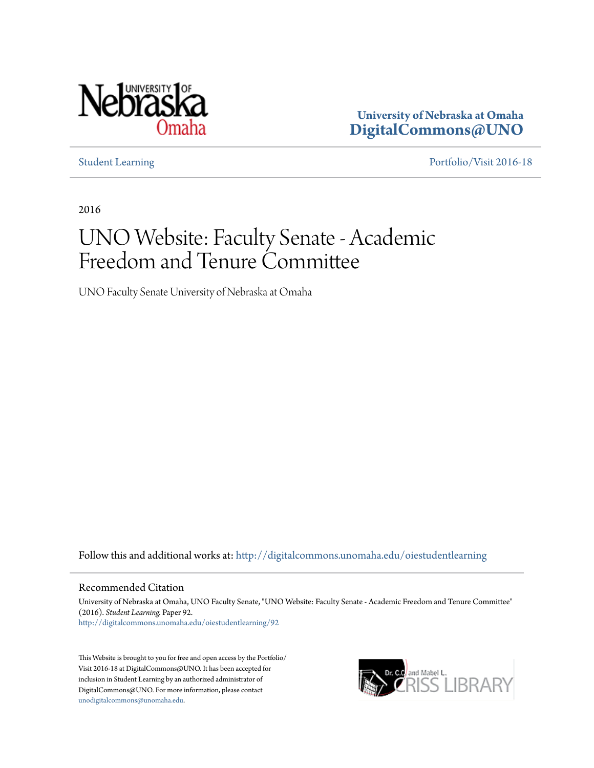University of Nebraska at Omaha
**DigitalCommons@UNO**

Student Learning | Portfolio/Visit 2016-18

2016

# UNO Website: Faculty Senate - Academic Freedom and Tenure Committee

UNO Faculty Senate University of Nebraska at Omaha

Follow this and additional works at: http://digitalcommons.unomaha.edu/oiestudentlearning

## Recommended Citation

University of Nebraska at Omaha, UNO Faculty Senate, "UNO Website: Faculty Senate - Academic Freedom and Tenure Committee" (2016). *Student Learning*. Paper 92.
http://digitalcommons.unomaha.edu/oiestudentlearning/92

This Website is brought to you for free and open access by the Portfolio/Visit 2016-18 at DigitalCommons@UNO. It has been accepted for inclusion in Student Learning by an authorized administrator of DigitalCommons@UNO. For more information, please contact unodigitalcommons@unomaha.edu.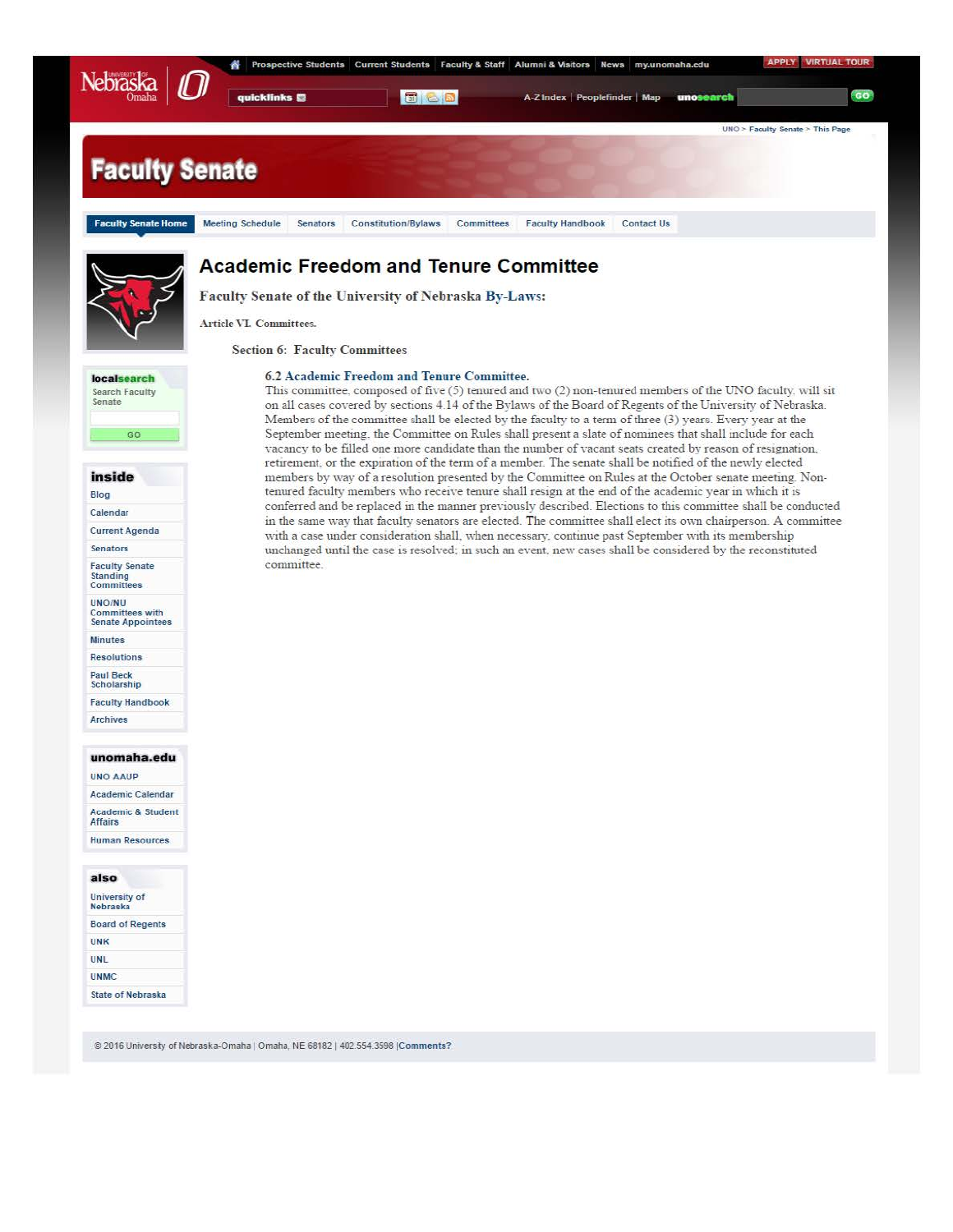# Academic Freedom and Tenure Committee

### Faculty Senate of the University of Nebraska By-Laws:

Article VI. Committees.

Section 6: Faculty Committees

**6.2 Academic Freedom and Tenure Committee.**

This committee, composed of five (5) tenured and two (2) non-tenured members of the UNO faculty, will sit on all cases covered by sections 4.14 of the Bylaws of the Board of Regents of the University of Nebraska. Members of the committee shall be elected by the faculty to a term of three (3) years. Every year at the September meeting, the Committee on Rules shall present a slate of nominees that shall include for each vacancy to be filled one more candidate than the number of vacant seats created by reason of resignation, retirement, or the expiration of the term of a member. The senate shall be notified of the newly elected members by way of a resolution presented by the Committee on Rules at the October senate meeting. Non-tenured faculty members who receive tenure shall resign at the end of the academic year in which it is conferred and be replaced in the manner previously described. Elections to this committee shall be conducted in the same way that faculty senators are elected. The committee shall elect its own chairperson. A committee with a case under consideration shall, when necessary, continue past September with its membership unchanged until the case is resolved; in such an event, new cases shall be considered by the reconstituted committee.